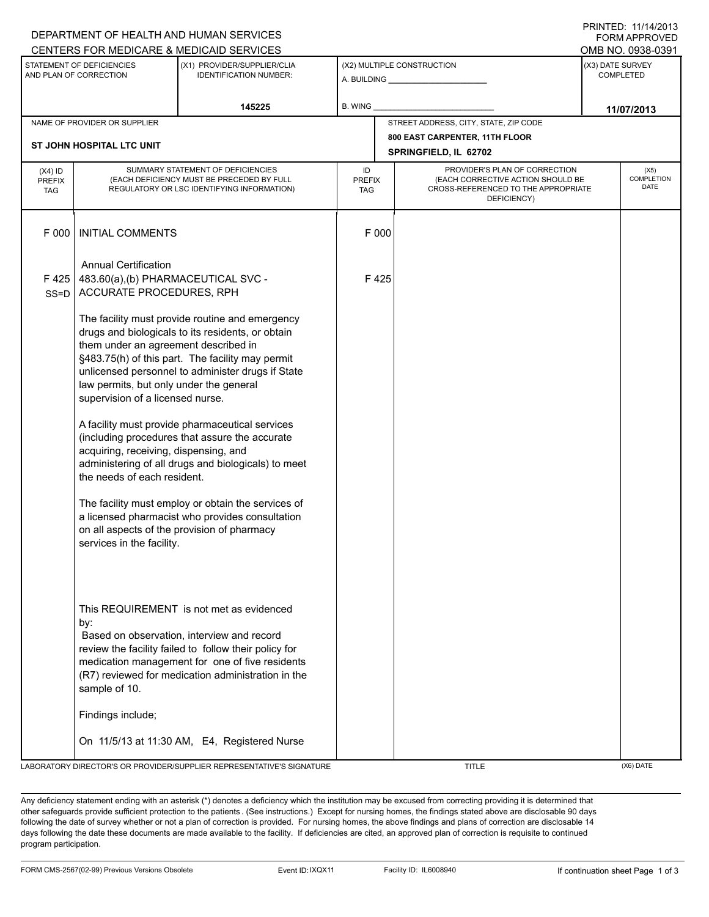DEPARTMENT OF HEALTH AND HUMAN SERVICES
CENTERS FOR MEDICARE & MEDICAID SERVICES

PRINTED: 11/14/2013
FORM APPROVED
OMB NO. 0938-0391

| STATEMENT OF DEFICIENCIES AND PLAN OF CORRECTION | (X1) PROVIDER/SUPPLIER/CLIA IDENTIFICATION NUMBER: | (X2) MULTIPLE CONSTRUCTION | (X3) DATE SURVEY COMPLETED |
|---|---|---|---|
| | 145225 | A. BUILDING ______ B. WING ______ | 11/07/2013 |

| NAME OF PROVIDER OR SUPPLIER | STREET ADDRESS, CITY, STATE, ZIP CODE |
|---|---|
| ST JOHN HOSPITAL LTC UNIT | 800 EAST CARPENTER, 11TH FLOOR SPRINGFIELD, IL 62702 |

| (X4) ID PREFIX TAG | SUMMARY STATEMENT OF DEFICIENCIES (EACH DEFICIENCY MUST BE PRECEDED BY FULL REGULATORY OR LSC IDENTIFYING INFORMATION) | ID PREFIX TAG | PROVIDER'S PLAN OF CORRECTION (EACH CORRECTIVE ACTION SHOULD BE CROSS-REFERENCED TO THE APPROPRIATE DEFICIENCY) | (X5) COMPLETION DATE |
|---|---|---|---|---|
| F 000 | INITIAL COMMENTS<br><br>Annual Certification | F 000 | | |
| F 425 SS=D | 483.60(a),(b) PHARMACEUTICAL SVC - ACCURATE PROCEDURES, RPH<br><br>The facility must provide routine and emergency drugs and biologicals to its residents, or obtain them under an agreement described in §483.75(h) of this part. The facility may permit unlicensed personnel to administer drugs if State law permits, but only under the general supervision of a licensed nurse.<br><br>A facility must provide pharmaceutical services (including procedures that assure the accurate acquiring, receiving, dispensing, and administering of all drugs and biologicals) to meet the needs of each resident.<br><br>The facility must employ or obtain the services of a licensed pharmacist who provides consultation on all aspects of the provision of pharmacy services in the facility.<br><br>This REQUIREMENT is not met as evidenced by:<br>Based on observation, interview and record review the facility failed to follow their policy for medication management for one of five residents (R7) reviewed for medication administration in the sample of 10.<br><br>Findings include;<br><br>On 11/5/13 at 11:30 AM, E4, Registered Nurse | F 425 | | |

LABORATORY DIRECTOR'S OR PROVIDER/SUPPLIER REPRESENTATIVE'S SIGNATURE | TITLE | (X6) DATE

Any deficiency statement ending with an asterisk (*) denotes a deficiency which the institution may be excused from correcting providing it is determined that other safeguards provide sufficient protection to the patients. (See instructions.) Except for nursing homes, the findings stated above are disclosable 90 days following the date of survey whether or not a plan of correction is provided. For nursing homes, the above findings and plans of correction are disclosable 14 days following the date these documents are made available to the facility. If deficiencies are cited, an approved plan of correction is requisite to continued program participation.

FORM CMS-2567(02-99) Previous Versions Obsolete | Event ID: IXQX11 | Facility ID: IL6008940 | If continuation sheet Page 1 of 3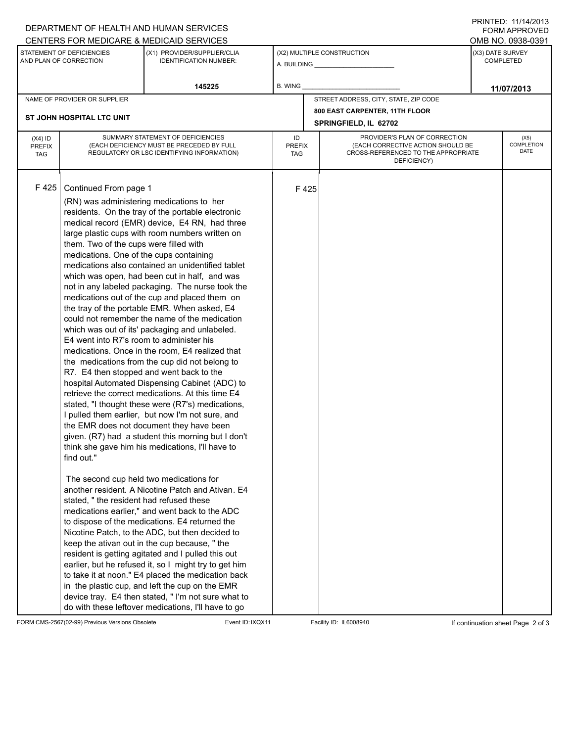DEPARTMENT OF HEALTH AND HUMAN SERVICES
CENTERS FOR MEDICARE & MEDICAID SERVICES

PRINTED: 11/14/2013
FORM APPROVED
OMB NO. 0938-0391

| STATEMENT OF DEFICIENCIES AND PLAN OF CORRECTION | (X1) PROVIDER/SUPPLIER/CLIA IDENTIFICATION NUMBER: | (X2) MULTIPLE CONSTRUCTION | (X3) DATE SURVEY COMPLETED |
|---|---|---|---|
| | 145225 | A. BUILDING ______ B. WING ______ | 11/07/2013 |

| NAME OF PROVIDER OR SUPPLIER | STREET ADDRESS, CITY, STATE, ZIP CODE |
|---|---|
| ST JOHN HOSPITAL LTC UNIT | 800 EAST CARPENTER, 11TH FLOOR SPRINGFIELD, IL 62702 |

| (X4) ID PREFIX TAG | SUMMARY STATEMENT OF DEFICIENCIES (EACH DEFICIENCY MUST BE PRECEDED BY FULL REGULATORY OR LSC IDENTIFYING INFORMATION) | ID PREFIX TAG | PROVIDER'S PLAN OF CORRECTION (EACH CORRECTIVE ACTION SHOULD BE CROSS-REFERENCED TO THE APPROPRIATE DEFICIENCY) | (X5) COMPLETION DATE |
|---|---|---|---|---|
| F 425 | Continued From page 1 | F 425 | | |

(RN) was administering medications to her residents. On the tray of the portable electronic medical record (EMR) device, E4 RN, had three large plastic cups with room numbers written on them. Two of the cups were filled with medications. One of the cups containing medications also contained an unidentified tablet which was open, had been cut in half, and was not in any labeled packaging. The nurse took the medications out of the cup and placed them on the tray of the portable EMR. When asked, E4 could not remember the name of the medication which was out of its' packaging and unlabeled. E4 went into R7's room to administer his medications. Once in the room, E4 realized that the medications from the cup did not belong to R7. E4 then stopped and went back to the hospital Automated Dispensing Cabinet (ADC) to retrieve the correct medications. At this time E4 stated, "I thought these were (R7's) medications, I pulled them earlier, but now I'm not sure, and the EMR does not document they have been given. (R7) had a student this morning but I don't think she gave him his medications, I'll have to find out."

The second cup held two medications for another resident. A Nicotine Patch and Ativan. E4 stated, " the resident had refused these medications earlier," and went back to the ADC to dispose of the medications. E4 returned the Nicotine Patch, to the ADC, but then decided to keep the ativan out in the cup because, " the resident is getting agitated and I pulled this out earlier, but he refused it, so I might try to get him to take it at noon." E4 placed the medication back in the plastic cup, and left the cup on the EMR device tray. E4 then stated, " I'm not sure what to do with these leftover medications, I'll have to go

FORM CMS-2567(02-99) Previous Versions Obsolete Event ID: IXQX11 Facility ID: IL6008940 If continuation sheet Page 2 of 3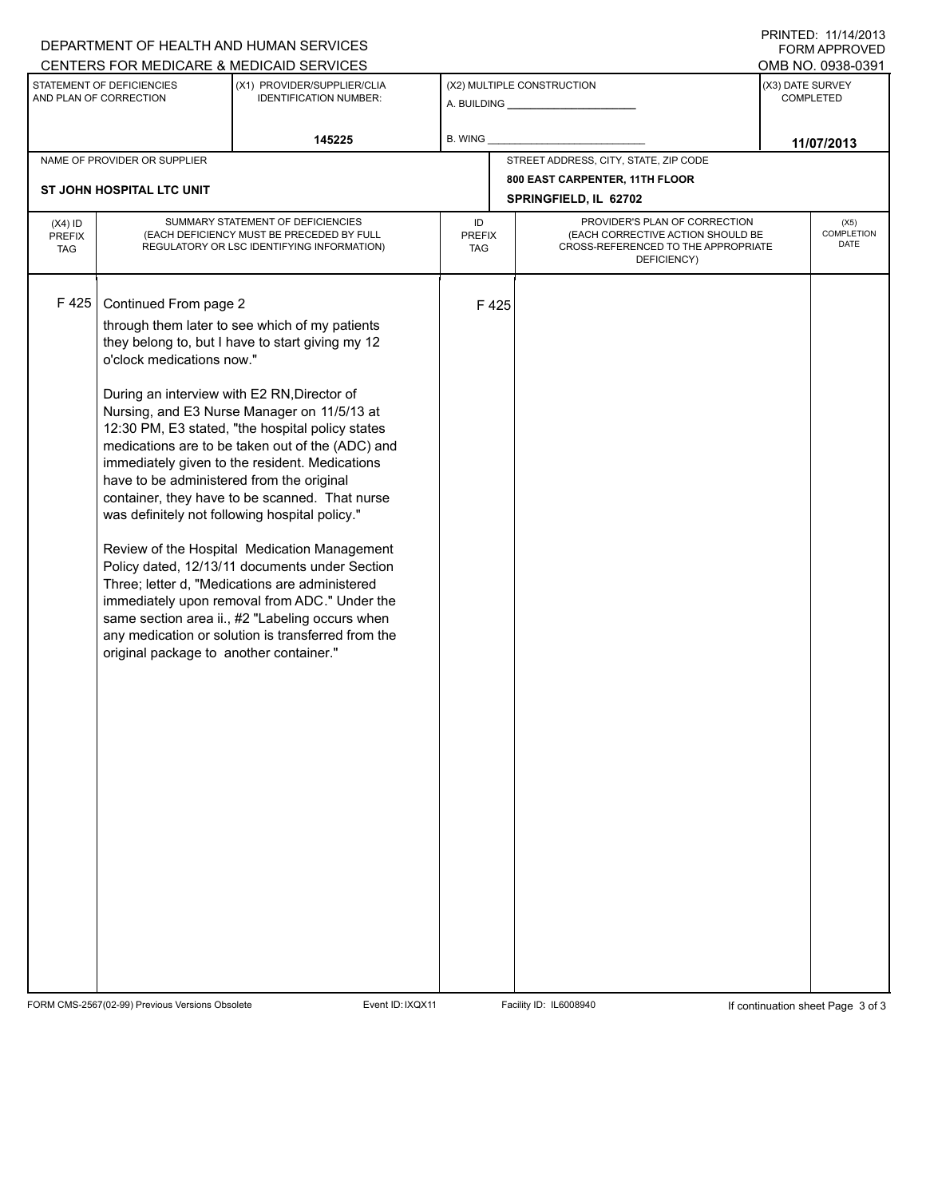DEPARTMENT OF HEALTH AND HUMAN SERVICES
CENTERS FOR MEDICARE & MEDICAID SERVICES

PRINTED: 11/14/2013
FORM APPROVED
OMB NO. 0938-0391

| STATEMENT OF DEFICIENCIES AND PLAN OF CORRECTION | (X1) PROVIDER/SUPPLIER/CLIA IDENTIFICATION NUMBER: | (X2) MULTIPLE CONSTRUCTION | (X3) DATE SURVEY COMPLETED |
|---|---|---|---|
| | 145225 | A. BUILDING ______ B. WING ______ | 11/07/2013 |

| NAME OF PROVIDER OR SUPPLIER | STREET ADDRESS, CITY, STATE, ZIP CODE |
|---|---|
| ST JOHN HOSPITAL LTC UNIT | 800 EAST CARPENTER, 11TH FLOOR SPRINGFIELD, IL 62702 |

| (X4) ID PREFIX TAG | SUMMARY STATEMENT OF DEFICIENCIES (EACH DEFICIENCY MUST BE PRECEDED BY FULL REGULATORY OR LSC IDENTIFYING INFORMATION) | ID PREFIX TAG | PROVIDER'S PLAN OF CORRECTION (EACH CORRECTIVE ACTION SHOULD BE CROSS-REFERENCED TO THE APPROPRIATE DEFICIENCY) | (X5) COMPLETION DATE |
|---|---|---|---|---|
| F 425 | Continued From page 2<br>through them later to see which of my patients they belong to, but I have to start giving my 12 o'clock medications now."<br><br>During an interview with E2 RN,Director of Nursing, and E3 Nurse Manager on 11/5/13 at 12:30 PM, E3 stated, "the hospital policy states medications are to be taken out of the (ADC) and immediately given to the resident. Medications have to be administered from the original container, they have to be scanned. That nurse was definitely not following hospital policy."<br><br>Review of the Hospital Medication Management Policy dated, 12/13/11 documents under Section Three; letter d, "Medications are administered immediately upon removal from ADC." Under the same section area ii., #2 "Labeling occurs when any medication or solution is transferred from the original package to another container." | F 425 | | |

FORM CMS-2567(02-99) Previous Versions Obsolete | Event ID: IXQX11 | Facility ID: IL6008940 | If continuation sheet Page 3 of 3